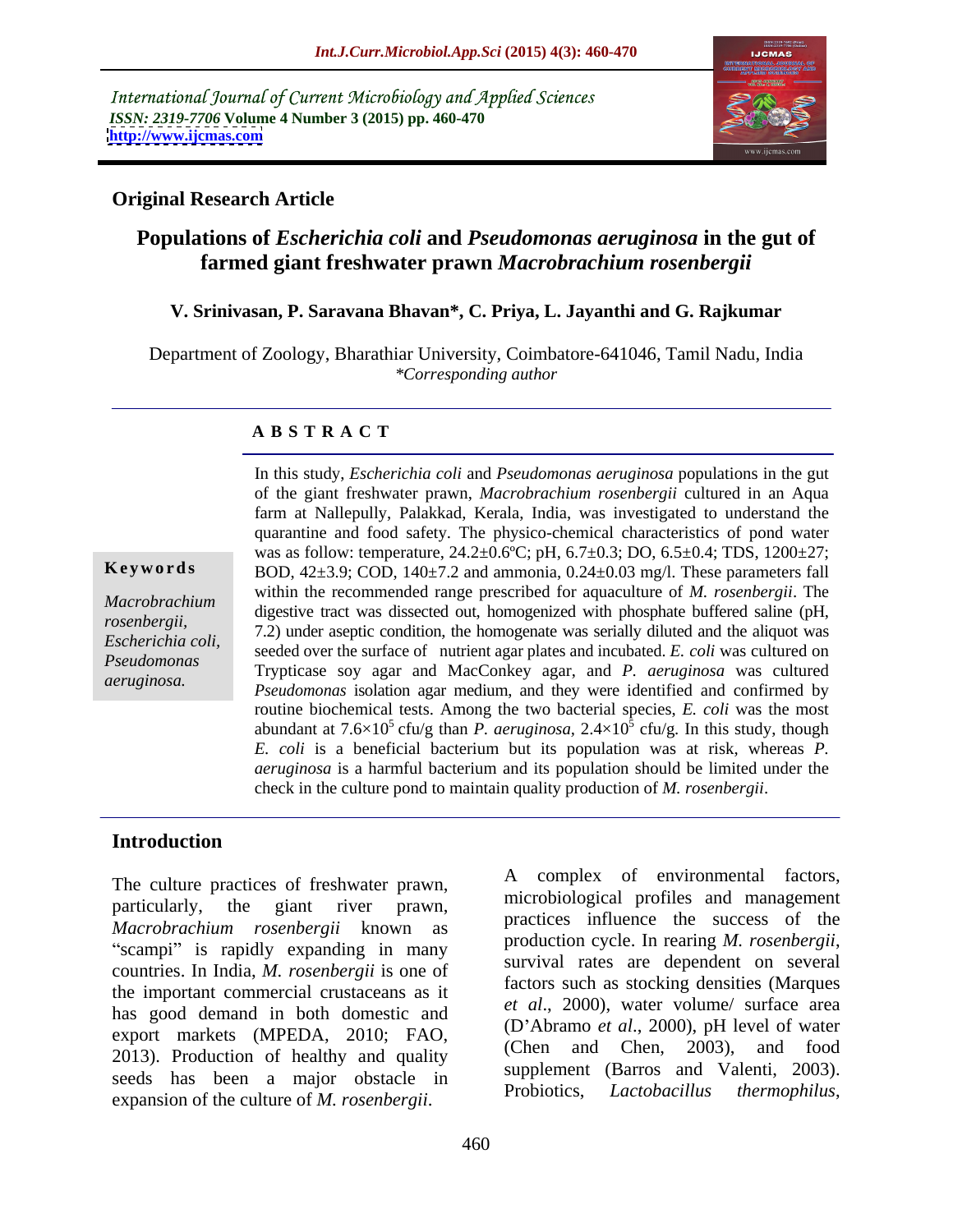International Journal of Current Microbiology and Applied Sciences
*ISSN: 2319-7706* **Volume 4 Number 3 (2015) pp. 460-470**
**http://www.ijcmas.com**

**Original Research Article**

# Populations of *Escherichia coli* and *Pseudomonas aeruginosa* in the gut of farmed giant freshwater prawn *Macrobrachium rosenbergii*

**V. Srinivasan, P. Saravana Bhavan\*, C. Priya, L. Jayanthi and G. Rajkumar**

Department of Zoology, Bharathiar University, Coimbatore-641046, Tamil Nadu, India
*\*Corresponding author*

## A B S T R A C T

**Keywords**

*Macrobrachium rosenbergii, Escherichia coli, Pseudomonas aeruginosa.*

In this study, *Escherichia coli* and *Pseudomonas aeruginosa* populations in the gut of the giant freshwater prawn, *Macrobrachium rosenbergii* cultured in an Aqua farm at Nallepully, Palakkad, Kerala, India, was investigated to understand the quarantine and food safety. The physico-chemical characteristics of pond water was as follow: temperature, 24.2±0.6ºC; pH, 6.7±0.3; DO, 6.5±0.4; TDS, 1200±27; BOD, 42±3.9; COD, 140±7.2 and ammonia, 0.24±0.03 mg/l. These parameters fall within the recommended range prescribed for aquaculture of *M. rosenbergii*. The digestive tract was dissected out, homogenized with phosphate buffered saline (pH, 7.2) under aseptic condition, the homogenate was serially diluted and the aliquot was seeded over the surface of nutrient agar plates and incubated. *E. coli* was cultured on Trypticase soy agar and MacConkey agar, and *P. aeruginosa* was cultured *Pseudomonas* isolation agar medium, and they were identified and confirmed by routine biochemical tests. Among the two bacterial species, *E. coli* was the most abundant at $7.6\times10^5$ cfu/g than *P. aeruginosa*, $2.4\times10^5$ cfu/g. In this study, though *E. coli* is a beneficial bacterium but its population was at risk, whereas *P. aeruginosa* is a harmful bacterium and its population should be limited under the check in the culture pond to maintain quality production of *M. rosenbergii*.

## Introduction

The culture practices of freshwater prawn, particularly, the giant river prawn, *Macrobrachium rosenbergii* known as "scampi" is rapidly expanding in many countries. In India, *M. rosenbergii* is one of the important commercial crustaceans as it has good demand in both domestic and export markets (MPEDA, 2010; FAO, 2013). Production of healthy and quality seeds has been a major obstacle in expansion of the culture of *M. rosenbergii*.

A complex of environmental factors, microbiological profiles and management practices influence the success of the production cycle. In rearing *M. rosenbergii*, survival rates are dependent on several factors such as stocking densities (Marques *et al*., 2000), water volume/ surface area (D'Abramo *et al*., 2000), pH level of water (Chen and Chen, 2003), and food supplement (Barros and Valenti, 2003). Probiotics, *Lactobacillus thermophilus*,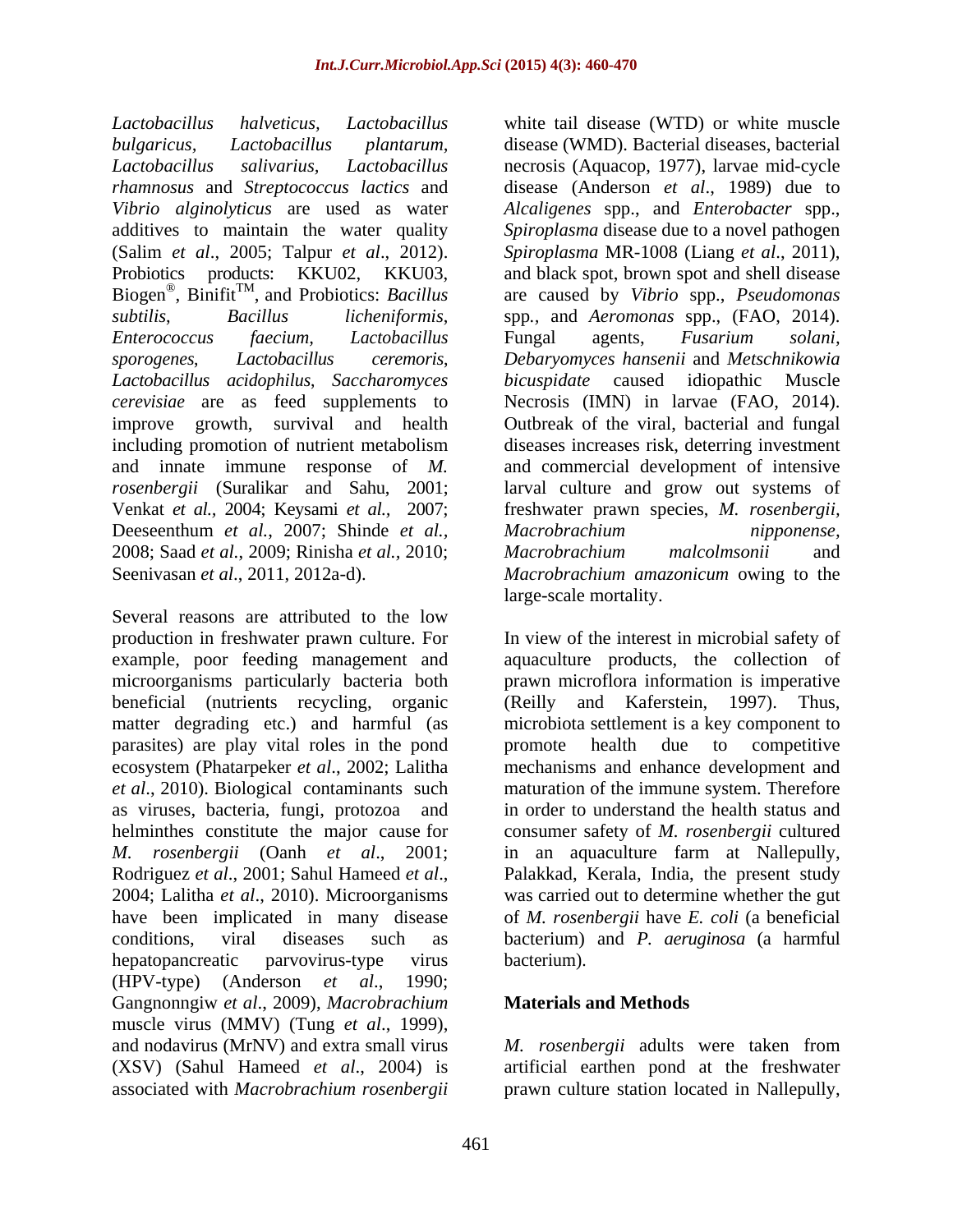*Lactobacillus halveticus*, *Lactobacillus bulgaricus*, *Lactobacillus plantarum*, *Lactobacillus salivarius*, *Lactobacillus rhamnosus* and *Streptococcus lactics* and *Vibrio alginolyticus* are used as water additives to maintain the water quality (Salim *et al*., 2005; Talpur *et al*., 2012). Probiotics products: KKU02, KKU03, Biogen®, Binifit™, and Probiotics: *Bacillus subtilis*, *Bacillus licheniformis*, *Enterococcus faecium*, *Lactobacillus sporogenes*, *Lactobacillus ceremoris*, *Lactobacillus acidophilus*, *Saccharomyces cerevisiae* are as feed supplements to improve growth, survival and health including promotion of nutrient metabolism and innate immune response of *M. rosenbergii* (Suralikar and Sahu, 2001; Venkat *et al.,* 2004; Keysami *et al.,* 2007; Deeseenthum *et al.*, 2007; Shinde *et al.*, 2008; Saad *et al*., 2009; Rinisha *et al.,* 2010; Seenivasan *et al*., 2011, 2012a-d).

Several reasons are attributed to the low production in freshwater prawn culture. For example, poor feeding management and microorganisms particularly bacteria both beneficial (nutrients recycling, organic matter degrading etc.) and harmful (as parasites) are play vital roles in the pond ecosystem (Phatarpeker *et al*., 2002; Lalitha *et al*., 2010). Biological contaminants such as viruses, bacteria, fungi, protozoa and helminthes constitute the major cause for *M. rosenbergii* (Oanh *et al*., 2001; Rodriguez *et al*., 2001; Sahul Hameed *et al*., 2004; Lalitha *et al*., 2010). Microorganisms have been implicated in many disease conditions, viral diseases such as hepatopancreatic parvovirus-type virus (HPV-type) (Anderson *et al*., 1990; Gangnonngiw *et al*., 2009), *Macrobrachium* muscle virus (MMV) (Tung *et al*., 1999), and nodavirus (MrNV) and extra small virus (XSV) (Sahul Hameed *et al*., 2004) is associated with *Macrobrachium rosenbergii* white tail disease (WTD) or white muscle disease (WMD). Bacterial diseases, bacterial necrosis (Aquacop, 1977), larvae mid-cycle disease (Anderson *et al*., 1989) due to *Alcaligenes* spp., and *Enterobacter* spp., *Spiroplasma* disease due to a novel pathogen *Spiroplasma* MR-1008 (Liang *et al*., 2011), and black spot, brown spot and shell disease are caused by *Vibrio* spp., *Pseudomonas* spp*.,* and *Aeromonas* spp., (FAO, 2014). Fungal agents, *Fusarium solani*, *Debaryomyces hansenii* and *Metschnikowia bicuspidate* caused idiopathic Muscle Necrosis (IMN) in larvae (FAO, 2014). Outbreak of the viral, bacterial and fungal diseases increases risk, deterring investment and commercial development of intensive larval culture and grow out systems of freshwater prawn species, *M. rosenbergii, Macrobrachium nipponense, Macrobrachium malcolmsonii* and *Macrobrachium amazonicum* owing to the large-scale mortality.

In view of the interest in microbial safety of aquaculture products, the collection of prawn microflora information is imperative (Reilly and Kaferstein, 1997). Thus, microbiota settlement is a key component to promote health due to competitive mechanisms and enhance development and maturation of the immune system. Therefore in order to understand the health status and consumer safety of *M. rosenbergii* cultured in an aquaculture farm at Nallepully, Palakkad, Kerala, India, the present study was carried out to determine whether the gut of *M. rosenbergii* have *E. coli* (a beneficial bacterium) and *P. aeruginosa* (a harmful bacterium).

## Materials and Methods

*M. rosenbergii* adults were taken from artificial earthen pond at the freshwater prawn culture station located in Nallepully,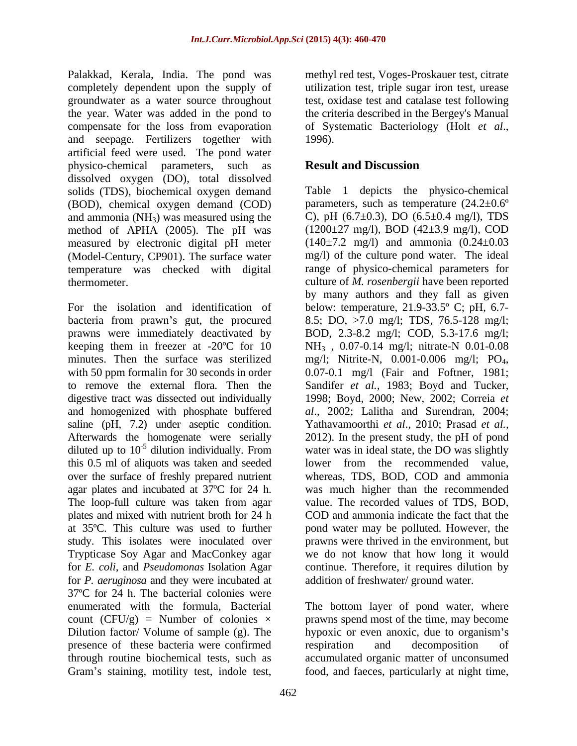Palakkad, Kerala, India. The pond was completely dependent upon the supply of groundwater as a water source throughout the year. Water was added in the pond to compensate for the loss from evaporation and seepage. Fertilizers together with artificial feed were used. The pond water physico-chemical parameters, such as dissolved oxygen (DO), total dissolved solids (TDS), biochemical oxygen demand (BOD), chemical oxygen demand (COD) and ammonia ($NH_3$) was measured using the method of APHA (2005). The pH was measured by electronic digital pH meter (Model-Century, CP901). The surface water temperature was checked with digital thermometer.

For the isolation and identification of bacteria from prawn's gut, the procured prawns were immediately deactivated by keeping them in freezer at -20ºC for 10 minutes. Then the surface was sterilized with 50 ppm formalin for 30 seconds in order to remove the external flora. Then the digestive tract was dissected out individually and homogenized with phosphate buffered saline (pH, 7.2) under aseptic condition. Afterwards the homogenate were serially diluted up to $10^{-5}$ dilution individually. From this 0.5 ml of aliquots was taken and seeded over the surface of freshly prepared nutrient agar plates and incubated at 37ºC for 24 h. The loop-full culture was taken from agar plates and mixed with nutrient broth for 24 h at 35ºC. This culture was used to further study. This isolates were inoculated over Trypticase Soy Agar and MacConkey agar for *E. coli*, and *Pseudomonas* Isolation Agar for *P. aeruginosa* and they were incubated at 37ºC for 24 h. The bacterial colonies were enumerated with the formula, Bacterial count (CFU/g) = Number of colonies × Dilution factor/ Volume of sample (g). The presence of these bacteria were confirmed through routine biochemical tests, such as Gram's staining, motility test, indole test, methyl red test, Voges-Proskauer test, citrate utilization test, triple sugar iron test, urease test, oxidase test and catalase test following the criteria described in the Bergey's Manual of Systematic Bacteriology (Holt *et al*., 1996).

## Result and Discussion

Table 1 depicts the physico-chemical parameters, such as temperature (24.2±0.6º C), pH (6.7±0.3), DO (6.5±0.4 mg/l), TDS (1200±27 mg/l), BOD (42±3.9 mg/l), COD (140±7.2 mg/l) and ammonia (0.24±0.03 mg/l) of the culture pond water. The ideal range of physico-chemical parameters for culture of *M. rosenbergii* have been reported by many authors and they fall as given below: temperature, 21.9-33.5º C; pH, 6.7-8.5; DO, >7.0 mg/l; TDS, 76.5-128 mg/l; BOD, 2.3-8.2 mg/l; COD, 5.3-17.6 mg/l; $NH_3$ , 0.07-0.14 mg/l; nitrate-N 0.01-0.08 mg/l; Nitrite-N, 0.001-0.006 mg/l; $PO_4$, 0.07-0.1 mg/l (Fair and Foftner, 1981; Sandifer *et al.*, 1983; Boyd and Tucker, 1998; Boyd, 2000; New, 2002; Correia *et al*., 2002; Lalitha and Surendran, 2004; Yathavamoorthi *et al*., 2010; Prasad *et al.*, 2012). In the present study, the pH of pond water was in ideal state, the DO was slightly lower from the recommended value, whereas, TDS, BOD, COD and ammonia was much higher than the recommended value. The recorded values of TDS, BOD, COD and ammonia indicate the fact that the pond water may be polluted. However, the prawns were thrived in the environment, but we do not know that how long it would continue. Therefore, it requires dilution by addition of freshwater/ ground water.

The bottom layer of pond water, where prawns spend most of the time, may become hypoxic or even anoxic, due to organism's respiration and decomposition of accumulated organic matter of unconsumed food, and faeces, particularly at night time,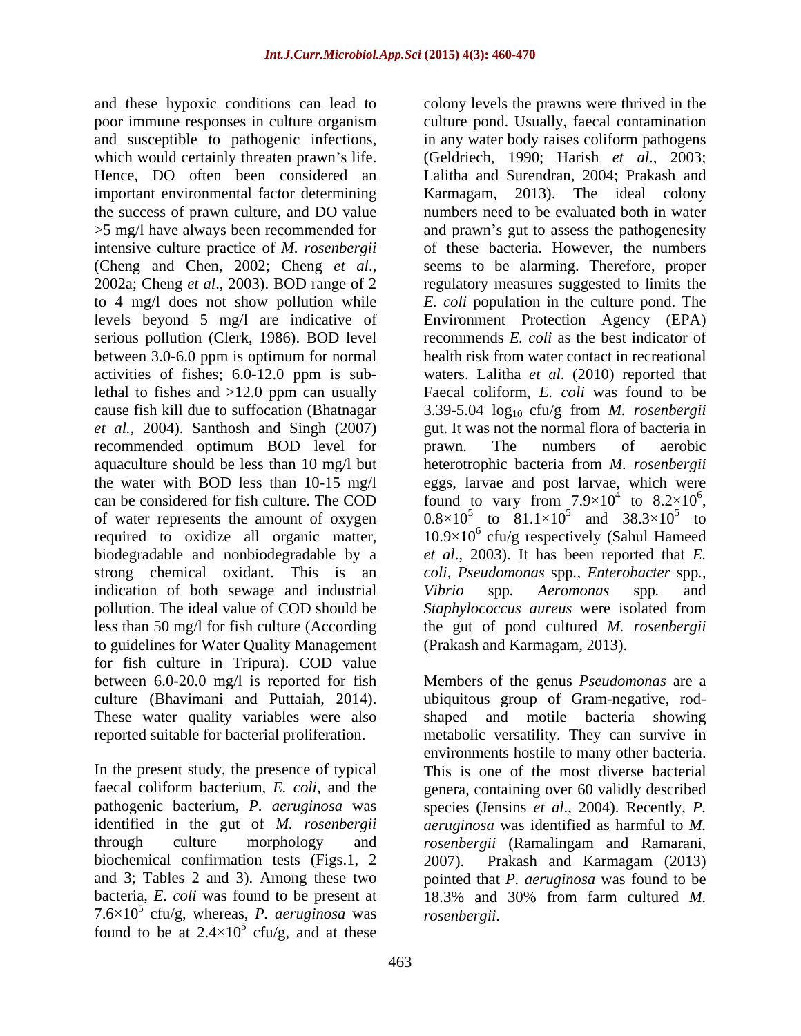and these hypoxic conditions can lead to poor immune responses in culture organism and susceptible to pathogenic infections, which would certainly threaten prawn's life. Hence, DO often been considered an important environmental factor determining the success of prawn culture, and DO value >5 mg/l have always been recommended for intensive culture practice of *M. rosenbergii* (Cheng and Chen, 2002; Cheng *et al*., 2002a; Cheng *et al*., 2003). BOD range of 2 to 4 mg/l does not show pollution while levels beyond 5 mg/l are indicative of serious pollution (Clerk, 1986). BOD level between 3.0-6.0 ppm is optimum for normal activities of fishes; 6.0-12.0 ppm is sub-lethal to fishes and >12.0 ppm can usually cause fish kill due to suffocation (Bhatnagar *et al.*, 2004). Santhosh and Singh (2007) recommended optimum BOD level for aquaculture should be less than 10 mg/l but the water with BOD less than 10-15 mg/l can be considered for fish culture. The COD of water represents the amount of oxygen required to oxidize all organic matter, biodegradable and nonbiodegradable by a strong chemical oxidant. This is an indication of both sewage and industrial pollution. The ideal value of COD should be less than 50 mg/l for fish culture (According to guidelines for Water Quality Management for fish culture in Tripura). COD value between 6.0-20.0 mg/l is reported for fish culture (Bhavimani and Puttaiah, 2014). These water quality variables were also reported suitable for bacterial proliferation.

In the present study, the presence of typical faecal coliform bacterium, *E. coli*, and the pathogenic bacterium, *P. aeruginosa* was identified in the gut of *M. rosenbergii* through culture morphology and biochemical confirmation tests (Figs.1, 2 and 3; Tables 2 and 3). Among these two bacteria, *E. coli* was found to be present at $7.6{\times}10^5$ cfu/g, whereas, *P. aeruginosa* was found to be at $2.4{\times}10^5$ cfu/g, and at these colony levels the prawns were thrived in the culture pond. Usually, faecal contamination in any water body raises coliform pathogens (Geldriech, 1990; Harish *et al*., 2003; Lalitha and Surendran, 2004; Prakash and Karmagam, 2013). The ideal colony numbers need to be evaluated both in water and prawn's gut to assess the pathogenesity of these bacteria. However, the numbers seems to be alarming. Therefore, proper regulatory measures suggested to limits the *E. coli* population in the culture pond. The Environment Protection Agency (EPA) recommends *E. coli* as the best indicator of health risk from water contact in recreational waters. Lalitha *et al.* (2010) reported that Faecal coliform, *E. coli* was found to be 3.39-5.04 $\log_{10}$ cfu/g from *M. rosenbergii* gut. It was not the normal flora of bacteria in prawn. The numbers of aerobic heterotrophic bacteria from *M. rosenbergii* eggs, larvae and post larvae, which were found to vary from $7.9{\times}10^4$ to $8.2{\times}10^6$, $0.8{\times}10^5$ to $81.1{\times}10^5$ and $38.3{\times}10^5$ to $10.9{\times}10^6$ cfu/g respectively (Sahul Hameed *et al*., 2003). It has been reported that *E. coli, Pseudomonas* spp*., Enterobacter* spp*., Vibrio* spp*. Aeromonas* spp*.* and *Staphylococcus aureus* were isolated from the gut of pond cultured *M. rosenbergii* (Prakash and Karmagam, 2013).

Members of the genus *Pseudomonas* are a ubiquitous group of Gram-negative, rod-shaped and motile bacteria showing metabolic versatility. They can survive in environments hostile to many other bacteria. This is one of the most diverse bacterial genera, containing over 60 validly described species (Jensins *et al*., 2004). Recently, *P. aeruginosa* was identified as harmful to *M. rosenbergii* (Ramalingam and Ramarani, 2007). Prakash and Karmagam (2013) pointed that *P. aeruginosa* was found to be 18.3% and 30% from farm cultured *M. rosenbergii*.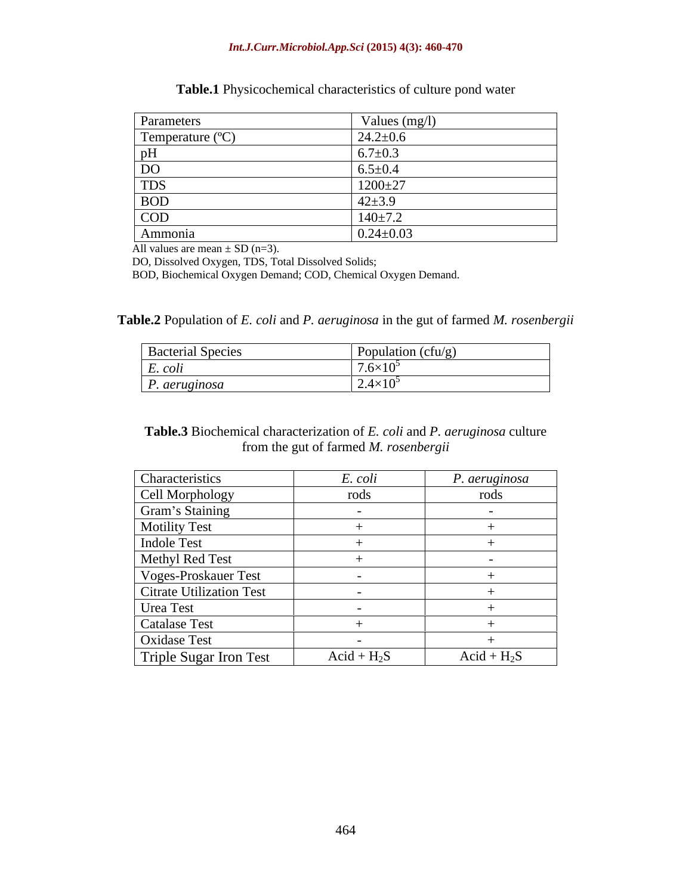**Table.1** Physicochemical characteristics of culture pond water

| Parameters | Values (mg/l) |
|---|---|
| Temperature (ºC) | 24.2±0.6 |
| pH | 6.7±0.3 |
| DO | 6.5±0.4 |
| TDS | 1200±27 |
| BOD | 42±3.9 |
| COD | 140±7.2 |
| Ammonia | 0.24±0.03 |

All values are mean ± SD (n=3).
DO, Dissolved Oxygen, TDS, Total Dissolved Solids;
BOD, Biochemical Oxygen Demand; COD, Chemical Oxygen Demand.

**Table.2** Population of *E. coli* and *P. aeruginosa* in the gut of farmed *M. rosenbergii*

| Bacterial Species | Population (cfu/g) |
|---|---|
| *E. coli* | $7.6\times10^5$ |
| *P. aeruginosa* | $2.4\times10^5$ |

**Table.3** Biochemical characterization of *E. coli* and *P. aeruginosa* culture from the gut of farmed *M. rosenbergii*

| Characteristics | *E. coli* | *P. aeruginosa* |
|---|---|---|
| Cell Morphology | rods | rods |
| Gram's Staining | - | - |
| Motility Test | + | + |
| Indole Test | + | + |
| Methyl Red Test | + | - |
| Voges-Proskauer Test | - | + |
| Citrate Utilization Test | - | + |
| Urea Test | - | + |
| Catalase Test | + | + |
| Oxidase Test | - | + |
| Triple Sugar Iron Test | Acid + $H_2S$ | Acid + $H_2S$ |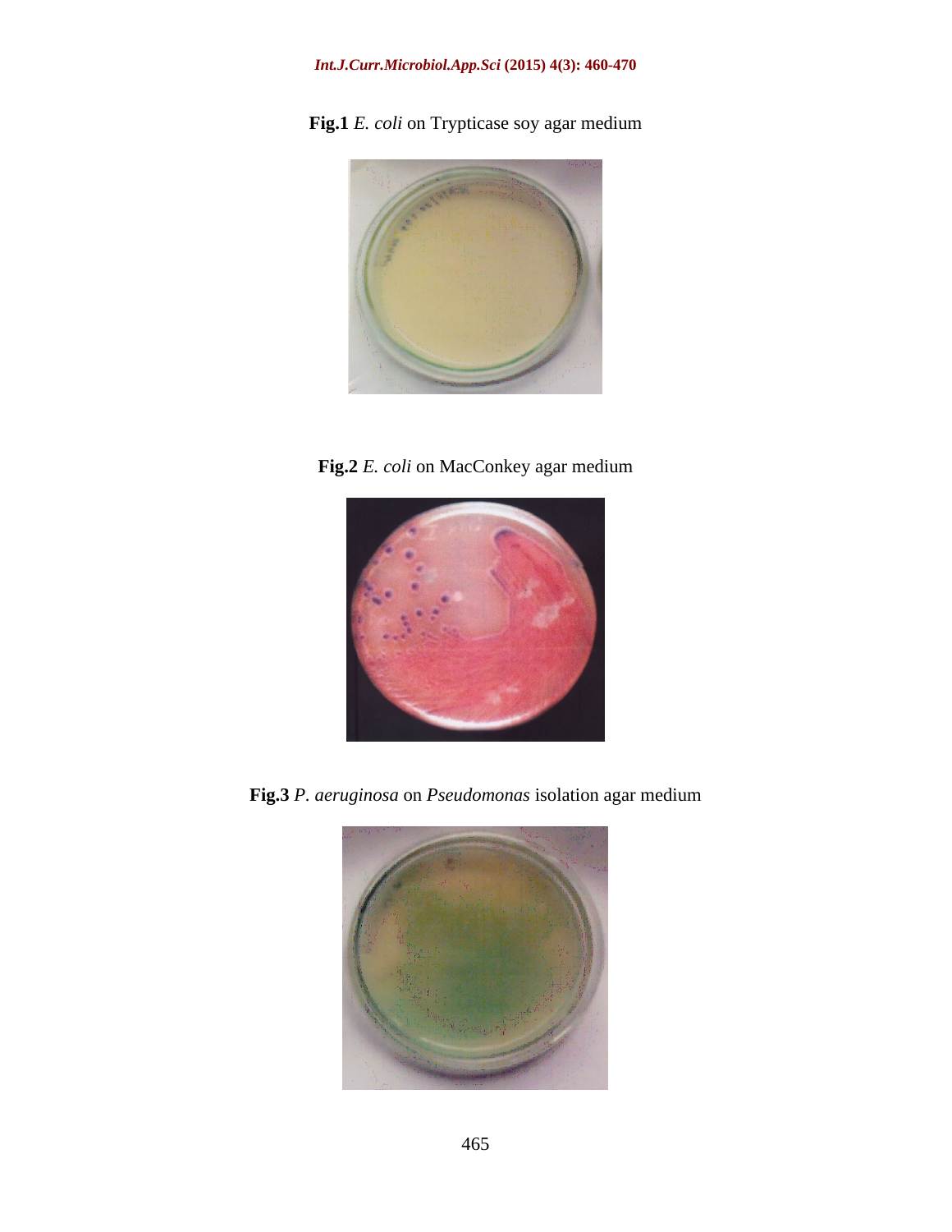**Fig.1** *E. coli* on Trypticase soy agar medium

**Fig.2** *E. coli* on MacConkey agar medium

**Fig.3** *P. aeruginosa* on *Pseudomonas* isolation agar medium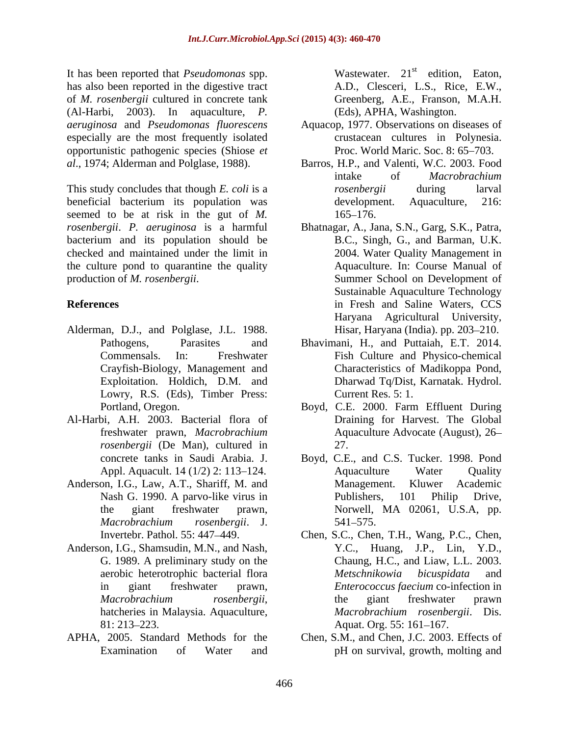It has been reported that *Pseudomonas* spp. has also been reported in the digestive tract of *M. rosenbergii* cultured in concrete tank (Al-Harbi, 2003). In aquaculture, *P. aeruginosa* and *Pseudomonas fluorescens* especially are the most frequently isolated opportunistic pathogenic species (Shiose *et al*., 1974; Alderman and Polglase, 1988).

This study concludes that though *E. coli* is a beneficial bacterium its population was seemed to be at risk in the gut of *M. rosenbergii*. *P. aeruginosa* is a harmful bacterium and its population should be checked and maintained under the limit in the culture pond to quarantine the quality production of *M. rosenbergii*.

## References

Alderman, D.J., and Polglase, J.L. 1988. Pathogens, Parasites and Commensals. In: Freshwater Crayfish-Biology, Management and Exploitation. Holdich, D.M. and Lowry, R.S. (Eds), Timber Press: Portland, Oregon.

Al-Harbi, A.H. 2003. Bacterial flora of freshwater prawn, *Macrobrachium rosenbergii* (De Man), cultured in concrete tanks in Saudi Arabia. J. Appl. Aquacult. 14 (1/2) 2: 113–124.

Anderson, I.G., Law, A.T., Shariff, M. and Nash G. 1990. A parvo-like virus in the giant freshwater prawn, *Macrobrachium rosenbergii*. J. Invertebr. Pathol. 55: 447–449.

Anderson, I.G., Shamsudin, M.N., and Nash, G. 1989. A preliminary study on the aerobic heterotrophic bacterial flora in giant freshwater prawn, *Macrobrachium rosenbergii*, hatcheries in Malaysia. Aquaculture, 81: 213–223.

APHA, 2005. Standard Methods for the Examination of Water and Wastewater. 21st edition, Eaton, A.D., Clesceri, L.S., Rice, E.W., Greenberg, A.E., Franson, M.A.H. (Eds), APHA, Washington.

Aquacop, 1977. Observations on diseases of crustacean cultures in Polynesia. Proc. World Maric. Soc. 8: 65–703.

Barros, H.P., and Valenti, W.C. 2003. Food intake of *Macrobrachium rosenbergii* during larval development. Aquaculture, 216: 165–176.

Bhatnagar, A., Jana, S.N., Garg, S.K., Patra, B.C., Singh, G., and Barman, U.K. 2004. Water Quality Management in Aquaculture. In: Course Manual of Summer School on Development of Sustainable Aquaculture Technology in Fresh and Saline Waters, CCS Haryana Agricultural University, Hisar, Haryana (India). pp. 203–210.

Bhavimani, H., and Puttaiah, E.T. 2014. Fish Culture and Physico-chemical Characteristics of Madikoppa Pond, Dharwad Tq/Dist, Karnatak. Hydrol. Current Res. 5: 1.

Boyd, C.E. 2000. Farm Effluent During Draining for Harvest. The Global Aquaculture Advocate (August), 26–27.

Boyd, C.E., and C.S. Tucker. 1998. Pond Aquaculture Water Quality Management. Kluwer Academic Publishers, 101 Philip Drive, Norwell, MA 02061, U.S.A, pp. 541–575.

Chen, S.C., Chen, T.H., Wang, P.C., Chen, Y.C., Huang, J.P., Lin, Y.D., Chaung, H.C., and Liaw, L.L. 2003. *Metschnikowia bicuspidata* and *Enterococcus faecium* co-infection in the giant freshwater prawn *Macrobrachium rosenbergii*. Dis. Aquat. Org. 55: 161–167.

Chen, S.M., and Chen, J.C. 2003. Effects of pH on survival, growth, molting and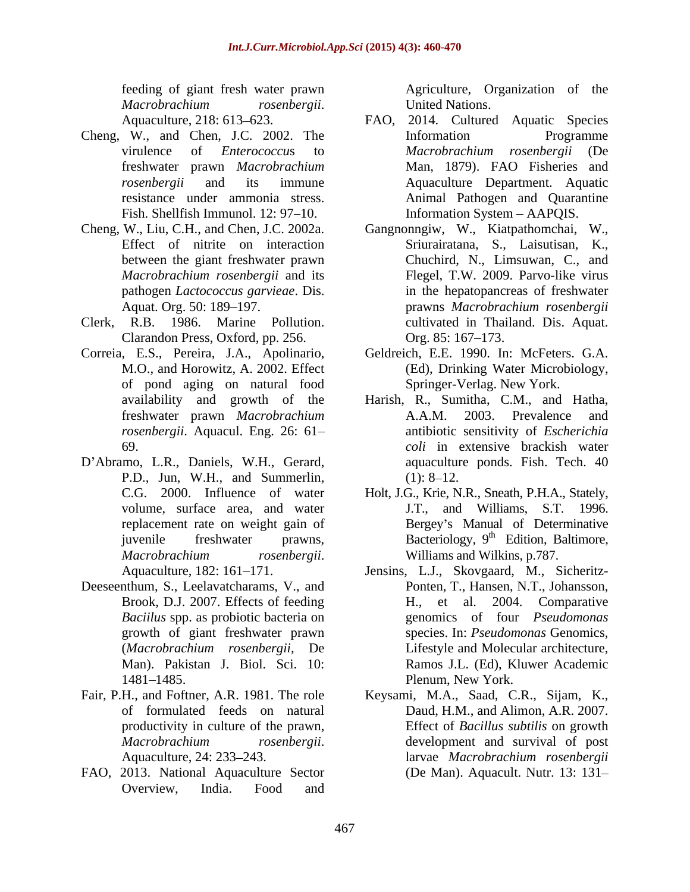feeding of giant fresh water prawn *Macrobrachium rosenbergii*. Aquaculture, 218: 613–623.

Cheng, W., and Chen, J.C. 2002. The virulence of *Enterococcus* to freshwater prawn *Macrobrachium rosenbergii* and its immune resistance under ammonia stress. Fish. Shellfish Immunol. 12: 97–10.

Cheng, W., Liu, C.H., and Chen, J.C. 2002a. Effect of nitrite on interaction between the giant freshwater prawn *Macrobrachium rosenbergii* and its pathogen *Lactococcus garvieae*. Dis. Aquat. Org. 50: 189–197.

Clerk, R.B. 1986. Marine Pollution. Clarandon Press, Oxford, pp. 256.

Correia, E.S., Pereira, J.A., Apolinario, M.O., and Horowitz, A. 2002. Effect of pond aging on natural food availability and growth of the freshwater prawn *Macrobrachium rosenbergii*. Aquacul. Eng. 26: 61–69.

D'Abramo, L.R., Daniels, W.H., Gerard, P.D., Jun, W.H., and Summerlin, C.G. 2000. Influence of water volume, surface area, and water replacement rate on weight gain of juvenile freshwater prawns, *Macrobrachium rosenbergii*. Aquaculture, 182: 161–171.

Deeseenthum, S., Leelavatcharams, V., and Brook, D.J. 2007. Effects of feeding *Baciilus* spp. as probiotic bacteria on growth of giant freshwater prawn (*Macrobrachium rosenbergii*, De Man). Pakistan J. Biol. Sci. 10: 1481–1485.

Fair, P.H., and Foftner, A.R. 1981. The role of formulated feeds on natural productivity in culture of the prawn, *Macrobrachium rosenbergii*. Aquaculture, 24: 233–243.

FAO, 2013. National Aquaculture Sector Overview, India. Food and Agriculture, Organization of the United Nations.

FAO, 2014. Cultured Aquatic Species Information Programme *Macrobrachium rosenbergii* (De Man, 1879). FAO Fisheries and Aquaculture Department. Aquatic Animal Pathogen and Quarantine Information System – AAPQIS.

Gangnonngiw, W., Kiatpathomchai, W., Sriurairatana, S., Laisutisan, K., Chuchird, N., Limsuwan, C., and Flegel, T.W. 2009. Parvo-like virus in the hepatopancreas of freshwater prawns *Macrobrachium rosenbergii* cultivated in Thailand. Dis. Aquat. Org. 85: 167–173.

Geldreich, E.E. 1990. In: McFeters. G.A. (Ed), Drinking Water Microbiology, Springer-Verlag. New York.

Harish, R., Sumitha, C.M., and Hatha, A.A.M. 2003. Prevalence and antibiotic sensitivity of *Escherichia coli* in extensive brackish water aquaculture ponds. Fish. Tech. 40 (1): 8–12.

Holt, J.G., Krie, N.R., Sneath, P.H.A., Stately, J.T., and Williams, S.T. 1996. Bergey's Manual of Determinative Bacteriology, 9th Edition, Baltimore, Williams and Wilkins, p.787.

Jensins, L.J., Skovgaard, M., Sicheritz-Ponten, T., Hansen, N.T., Johansson, H., et al. 2004. Comparative genomics of four *Pseudomonas* species. In: *Pseudomonas* Genomics, Lifestyle and Molecular architecture, Ramos J.L. (Ed), Kluwer Academic Plenum, New York.

Keysami, M.A., Saad, C.R., Sijam, K., Daud, H.M., and Alimon, A.R. 2007. Effect of *Bacillus subtilis* on growth development and survival of post larvae *Macrobrachium rosenbergii* (De Man). Aquacult. Nutr. 13: 131–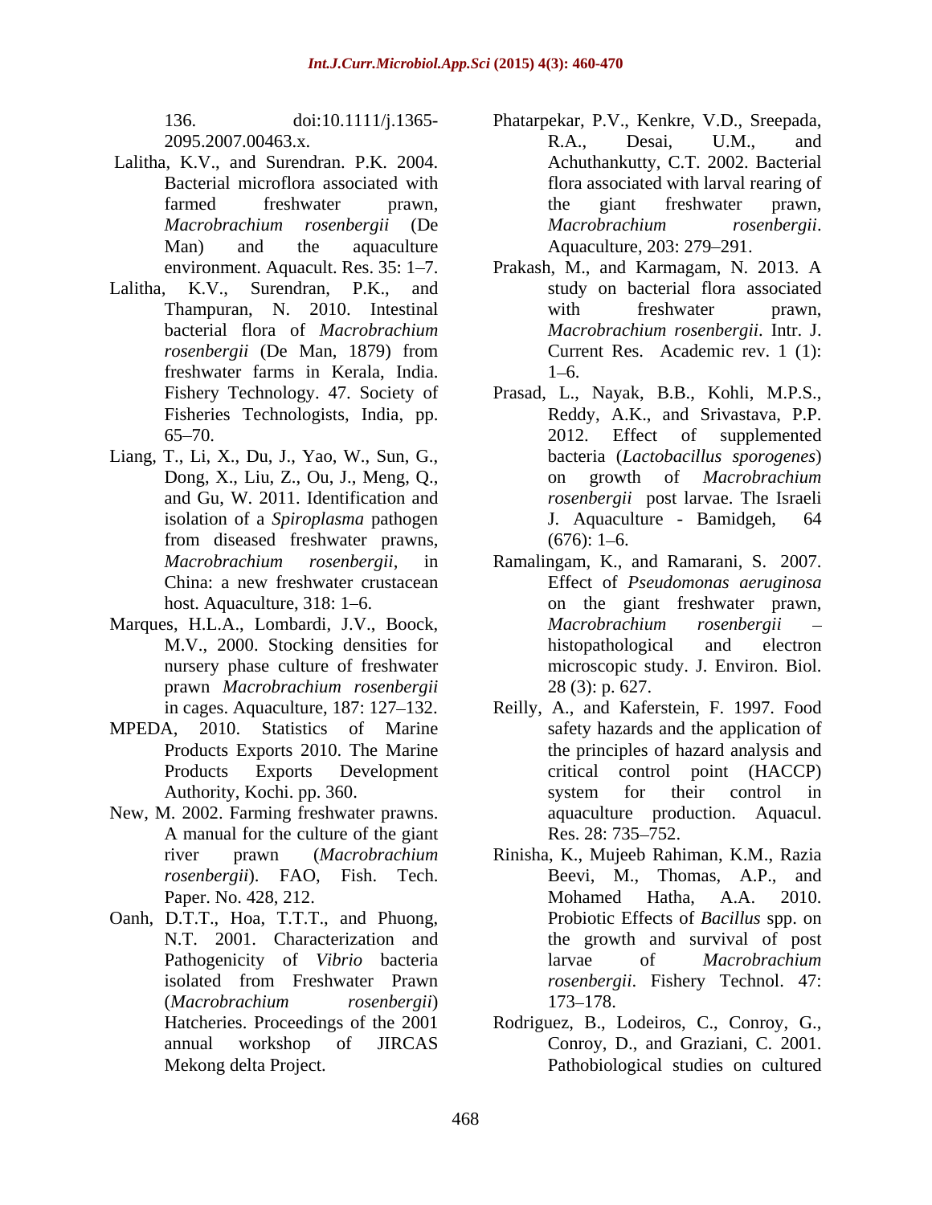136. doi:10.1111/j.1365-2095.2007.00463.x.

Lalitha, K.V., and Surendran. P.K. 2004. Bacterial microflora associated with farmed freshwater prawn, *Macrobrachium rosenbergii* (De Man) and the aquaculture environment. Aquacult. Res. 35: 1–7.

Lalitha, K.V., Surendran, P.K., and Thampuran, N. 2010. Intestinal bacterial flora of *Macrobrachium rosenbergii* (De Man, 1879) from freshwater farms in Kerala, India. Fishery Technology. 47. Society of Fisheries Technologists, India, pp. 65–70.

Liang, T., Li, X., Du, J., Yao, W., Sun, G., Dong, X., Liu, Z., Ou, J., Meng, Q., and Gu, W. 2011. Identification and isolation of a *Spiroplasma* pathogen from diseased freshwater prawns, *Macrobrachium rosenbergii*, in China: a new freshwater crustacean host. Aquaculture, 318: 1–6.

Marques, H.L.A., Lombardi, J.V., Boock, M.V., 2000. Stocking densities for nursery phase culture of freshwater prawn *Macrobrachium rosenbergii* in cages. Aquaculture, 187: 127–132.

MPEDA, 2010. Statistics of Marine Products Exports 2010. The Marine Products Exports Development Authority, Kochi. pp. 360.

New, M. 2002. Farming freshwater prawns. A manual for the culture of the giant river prawn (*Macrobrachium rosenbergii*). FAO, Fish. Tech. Paper. No. 428, 212.

Oanh, D.T.T., Hoa, T.T.T., and Phuong, N.T. 2001. Characterization and Pathogenicity of *Vibrio* bacteria isolated from Freshwater Prawn (*Macrobrachium rosenbergii*) Hatcheries. Proceedings of the 2001 annual workshop of JIRCAS Mekong delta Project.

Phatarpekar, P.V., Kenkre, V.D., Sreepada, R.A., Desai, U.M., and Achuthankutty, C.T. 2002. Bacterial flora associated with larval rearing of the giant freshwater prawn, *Macrobrachium rosenbergii*. Aquaculture, 203: 279–291.

Prakash, M., and Karmagam, N. 2013. A study on bacterial flora associated with freshwater prawn, *Macrobrachium rosenbergii*. Intr. J. Current Res. Academic rev. 1 (1): 1–6.

Prasad, L., Nayak, B.B., Kohli, M.P.S., Reddy, A.K., and Srivastava, P.P. 2012. Effect of supplemented bacteria (*Lactobacillus sporogenes*) on growth of *Macrobrachium rosenbergii* post larvae. The Israeli J. Aquaculture - Bamidgeh, 64 (676): 1–6.

Ramalingam, K., and Ramarani, S. 2007. Effect of *Pseudomonas aeruginosa* on the giant freshwater prawn, *Macrobrachium rosenbergii* – histopathological and electron microscopic study. J. Environ. Biol. 28 (3): p. 627.

Reilly, A., and Kaferstein, F. 1997. Food safety hazards and the application of the principles of hazard analysis and critical control point (HACCP) system for their control in aquaculture production. Aquacul. Res. 28: 735–752.

Rinisha, K., Mujeeb Rahiman, K.M., Razia Beevi, M., Thomas, A.P., and Mohamed Hatha, A.A. 2010. Probiotic Effects of *Bacillus* spp. on the growth and survival of post larvae of *Macrobrachium rosenbergii*. Fishery Technol. 47: 173–178.

Rodriguez, B., Lodeiros, C., Conroy, G., Conroy, D., and Graziani, C. 2001. Pathobiological studies on cultured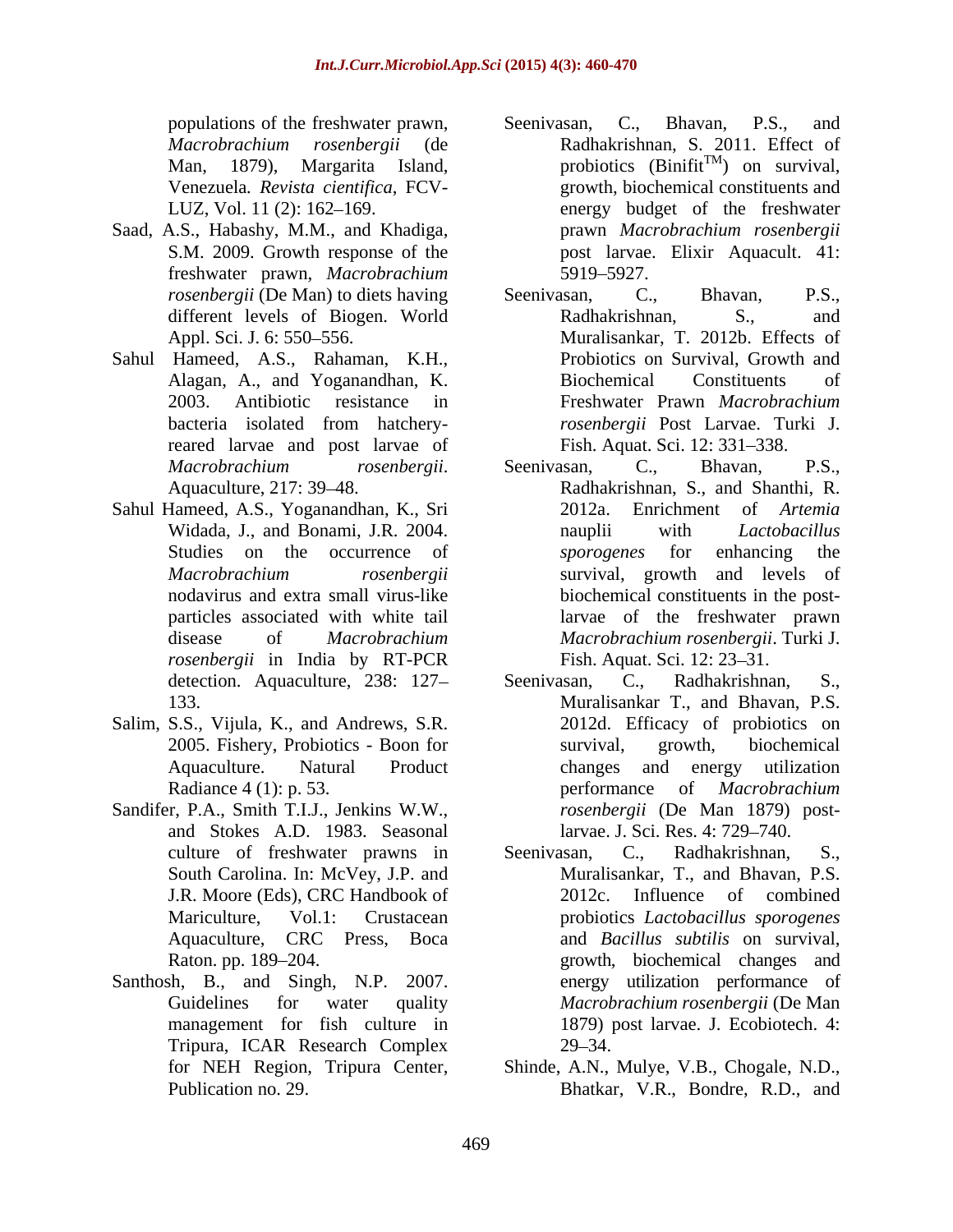populations of the freshwater prawn, *Macrobrachium rosenbergii* (de Man, 1879), Margarita Island, Venezuela. *Revista cientifica*, FCV-LUZ, Vol. 11 (2): 162–169.

Saad, A.S., Habashy, M.M., and Khadiga, S.M. 2009. Growth response of the freshwater prawn, *Macrobrachium rosenbergii* (De Man) to diets having different levels of Biogen. World Appl. Sci. J. 6: 550–556.

Sahul Hameed, A.S., Rahaman, K.H., Alagan, A., and Yoganandhan, K. 2003. Antibiotic resistance in bacteria isolated from hatchery-reared larvae and post larvae of *Macrobrachium rosenbergii*. Aquaculture, 217: 39–48.

Sahul Hameed, A.S., Yoganandhan, K., Sri Widada, J., and Bonami, J.R. 2004. Studies on the occurrence of *Macrobrachium rosenbergii* nodavirus and extra small virus-like particles associated with white tail disease of *Macrobrachium rosenbergii* in India by RT-PCR detection. Aquaculture, 238: 127–133.

Salim, S.S., Vijula, K., and Andrews, S.R. 2005. Fishery, Probiotics - Boon for Aquaculture. Natural Product Radiance 4 (1): p. 53.

Sandifer, P.A., Smith T.I.J., Jenkins W.W., and Stokes A.D. 1983. Seasonal culture of freshwater prawns in South Carolina. In: McVey, J.P. and J.R. Moore (Eds), CRC Handbook of Mariculture, Vol.1: Crustacean Aquaculture, CRC Press, Boca Raton. pp. 189–204.

Santhosh, B., and Singh, N.P. 2007. Guidelines for water quality management for fish culture in Tripura, ICAR Research Complex for NEH Region, Tripura Center, Publication no. 29.

Seenivasan, C., Bhavan, P.S., and Radhakrishnan, S. 2011. Effect of probiotics (Binifit™) on survival, growth, biochemical constituents and energy budget of the freshwater prawn *Macrobrachium rosenbergii* post larvae. Elixir Aquacult. 41: 5919–5927.

Seenivasan, C., Bhavan, P.S., Radhakrishnan, S., and Muralisankar, T. 2012b. Effects of Probiotics on Survival, Growth and Biochemical Constituents of Freshwater Prawn *Macrobrachium rosenbergii* Post Larvae. Turki J. Fish. Aquat. Sci. 12: 331–338.

Seenivasan, C., Bhavan, P.S., Radhakrishnan, S., and Shanthi, R. 2012a. Enrichment of *Artemia* nauplii with *Lactobacillus sporogenes* for enhancing the survival, growth and levels of biochemical constituents in the post-larvae of the freshwater prawn *Macrobrachium rosenbergii*. Turki J. Fish. Aquat. Sci. 12: 23–31.

Seenivasan, C., Radhakrishnan, S., Muralisankar T., and Bhavan, P.S. 2012d. Efficacy of probiotics on survival, growth, biochemical changes and energy utilization performance of *Macrobrachium rosenbergii* (De Man 1879) post-larvae. J. Sci. Res. 4: 729–740.

Seenivasan, C., Radhakrishnan, S., Muralisankar, T., and Bhavan, P.S. 2012c. Influence of combined probiotics *Lactobacillus sporogenes* and *Bacillus subtilis* on survival, growth, biochemical changes and energy utilization performance of *Macrobrachium rosenbergii* (De Man 1879) post larvae. J. Ecobiotech. 4: 29–34.

Shinde, A.N., Mulye, V.B., Chogale, N.D., Bhatkar, V.R., Bondre, R.D., and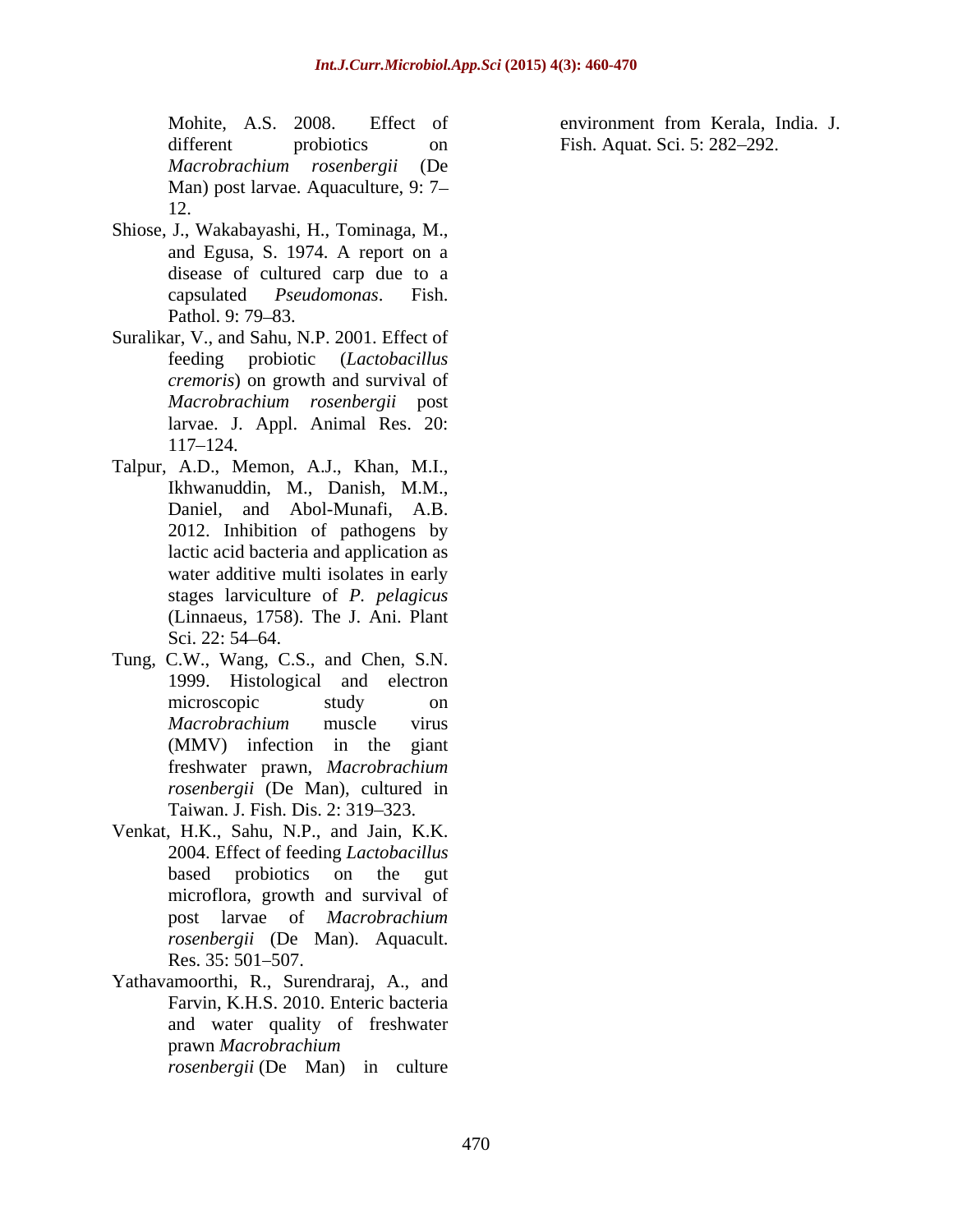Mohite, A.S. 2008. Effect of different probiotics on *Macrobrachium rosenbergii* (De Man) post larvae. Aquaculture, 9: 7–12.

Shiose, J., Wakabayashi, H., Tominaga, M., and Egusa, S. 1974. A report on a disease of cultured carp due to a capsulated *Pseudomonas*. Fish. Pathol. 9: 79–83.

Suralikar, V., and Sahu, N.P. 2001. Effect of feeding probiotic (*Lactobacillus cremoris*) on growth and survival of *Macrobrachium rosenbergii* post larvae. J. Appl. Animal Res. 20: 117–124.

Talpur, A.D., Memon, A.J., Khan, M.I., Ikhwanuddin, M., Danish, M.M., Daniel, and Abol-Munafi, A.B. 2012. Inhibition of pathogens by lactic acid bacteria and application as water additive multi isolates in early stages larviculture of *P. pelagicus* (Linnaeus, 1758). The J. Ani. Plant Sci. 22: 54–64.

Tung, C.W., Wang, C.S., and Chen, S.N. 1999. Histological and electron microscopic study on *Macrobrachium* muscle virus (MMV) infection in the giant freshwater prawn, *Macrobrachium rosenbergii* (De Man), cultured in Taiwan. J. Fish. Dis. 2: 319–323.

Venkat, H.K., Sahu, N.P., and Jain, K.K. 2004. Effect of feeding *Lactobacillus* based probiotics on the gut microflora, growth and survival of post larvae of *Macrobrachium rosenbergii* (De Man). Aquacult. Res. 35: 501–507.

Yathavamoorthi, R., Surendraraj, A., and Farvin, K.H.S. 2010. Enteric bacteria and water quality of freshwater prawn *Macrobrachium rosenbergii* (De Man) in culture environment from Kerala, India. J. Fish. Aquat. Sci. 5: 282–292.